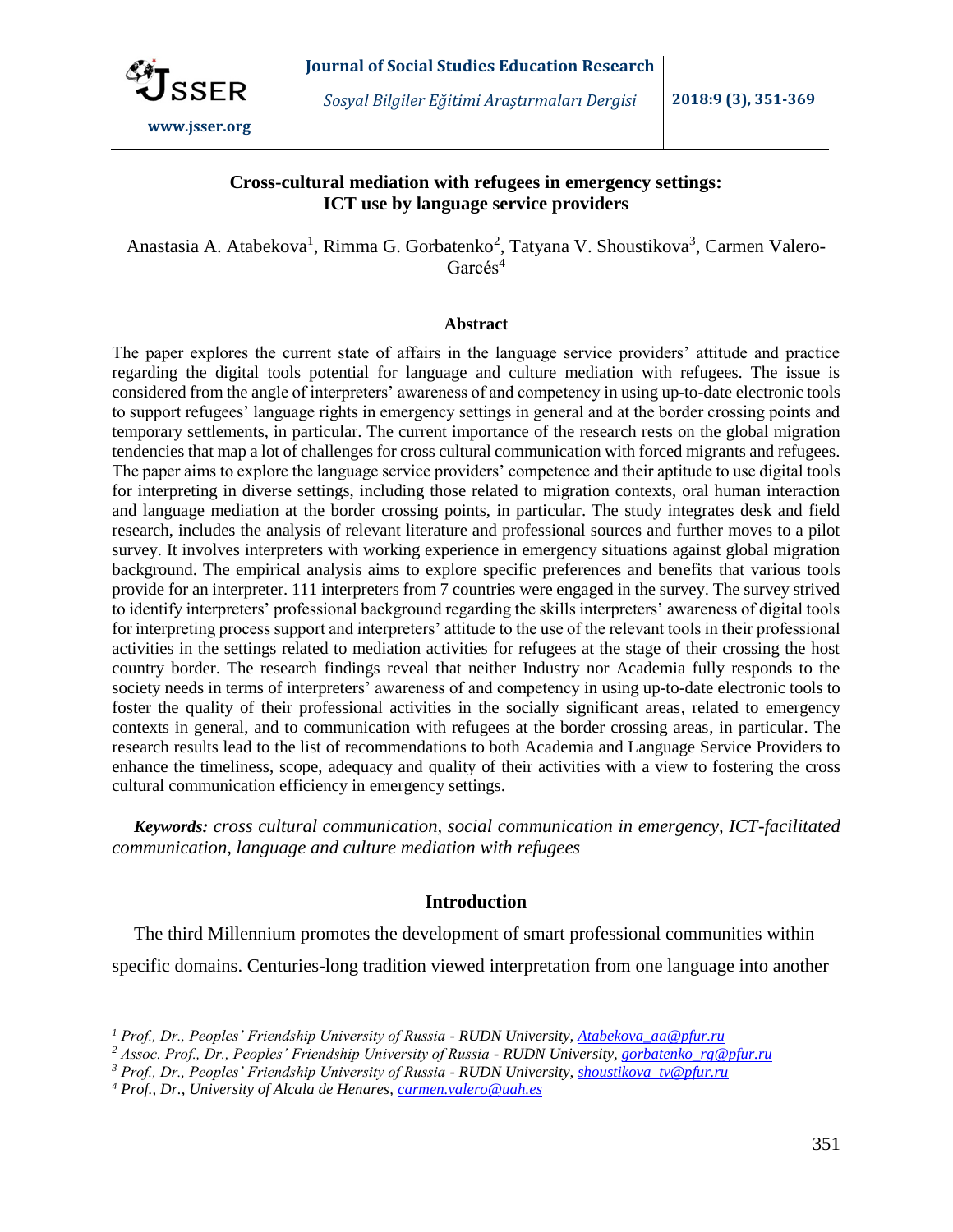# Cross-cultural mediation with refugees in emergency settings: ICT use by language service providers

Anastasia A. Atabekova[1], Rimma G. Gorbatenko[2], Tatyana V. Shoustikova[3], Carmen Valero-Garcés[4]

## Abstract

The paper explores the current state of affairs in the language service providers' attitude and practice regarding the digital tools potential for language and culture mediation with refugees. The issue is considered from the angle of interpreters' awareness of and competency in using up-to-date electronic tools to support refugees' language rights in emergency settings in general and at the border crossing points and temporary settlements, in particular. The current importance of the research rests on the global migration tendencies that map a lot of challenges for cross cultural communication with forced migrants and refugees. The paper aims to explore the language service providers' competence and their aptitude to use digital tools for interpreting in diverse settings, including those related to migration contexts, oral human interaction and language mediation at the border crossing points, in particular. The study integrates desk and field research, includes the analysis of relevant literature and professional sources and further moves to a pilot survey. It involves interpreters with working experience in emergency situations against global migration background. The empirical analysis aims to explore specific preferences and benefits that various tools provide for an interpreter. 111 interpreters from 7 countries were engaged in the survey. The survey strived to identify interpreters' professional background regarding the skills interpreters' awareness of digital tools for interpreting process support and interpreters' attitude to the use of the relevant tools in their professional activities in the settings related to mediation activities for refugees at the stage of their crossing the host country border. The research findings reveal that neither Industry nor Academia fully responds to the society needs in terms of interpreters' awareness of and competency in using up-to-date electronic tools to foster the quality of their professional activities in the socially significant areas, related to emergency contexts in general, and to communication with refugees at the border crossing areas, in particular. The research results lead to the list of recommendations to both Academia and Language Service Providers to enhance the timeliness, scope, adequacy and quality of their activities with a view to fostering the cross cultural communication efficiency in emergency settings.

***Keywords:*** *cross cultural communication, social communication in emergency, ICT-facilitated communication, language and culture mediation with refugees*

## Introduction

The third Millennium promotes the development of smart professional communities within specific domains. Centuries-long tradition viewed interpretation from one language into another

---

*[1] Prof., Dr., Peoples' Friendship University of Russia - RUDN University, Atabekova_aa@pfur.ru*

*[2] Assoc. Prof., Dr., Peoples' Friendship University of Russia - RUDN University, gorbatenko_rg@pfur.ru*

*[3] Prof., Dr., Peoples' Friendship University of Russia - RUDN University, shoustikova_tv@pfur.ru*

*[4] Prof., Dr., University of Alcala de Henares, carmen.valero@uah.es*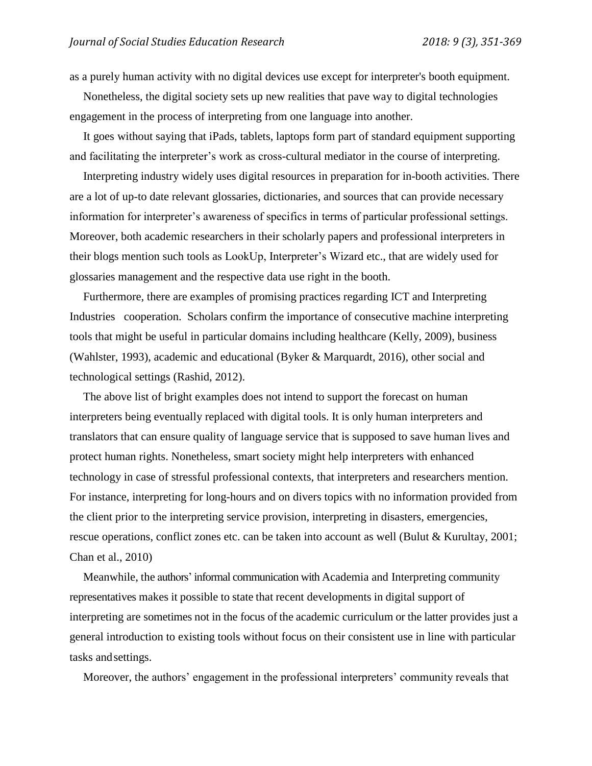as a purely human activity with no digital devices use except for interpreter's booth equipment.

Nonetheless, the digital society sets up new realities that pave way to digital technologies engagement in the process of interpreting from one language into another.

It goes without saying that iPads, tablets, laptops form part of standard equipment supporting and facilitating the interpreter's work as cross-cultural mediator in the course of interpreting.

Interpreting industry widely uses digital resources in preparation for in-booth activities. There are a lot of up-to date relevant glossaries, dictionaries, and sources that can provide necessary information for interpreter's awareness of specifics in terms of particular professional settings. Moreover, both academic researchers in their scholarly papers and professional interpreters in their blogs mention such tools as LookUp, Interpreter's Wizard etc., that are widely used for glossaries management and the respective data use right in the booth.

Furthermore, there are examples of promising practices regarding ICT and Interpreting Industries cooperation. Scholars confirm the importance of consecutive machine interpreting tools that might be useful in particular domains including healthcare (Kelly, 2009), business (Wahlster, 1993), academic and educational (Byker & Marquardt, 2016), other social and technological settings (Rashid, 2012).

The above list of bright examples does not intend to support the forecast on human interpreters being eventually replaced with digital tools. It is only human interpreters and translators that can ensure quality of language service that is supposed to save human lives and protect human rights. Nonetheless, smart society might help interpreters with enhanced technology in case of stressful professional contexts, that interpreters and researchers mention. For instance, interpreting for long-hours and on divers topics with no information provided from the client prior to the interpreting service provision, interpreting in disasters, emergencies, rescue operations, conflict zones etc. can be taken into account as well (Bulut & Kurultay, 2001; Chan et al., 2010)

Meanwhile, the authors' informal communication with Academia and Interpreting community representatives makes it possible to state that recent developments in digital support of interpreting are sometimes not in the focus of the academic curriculum or the latter provides just a general introduction to existing tools without focus on their consistent use in line with particular tasks and settings.

Moreover, the authors' engagement in the professional interpreters' community reveals that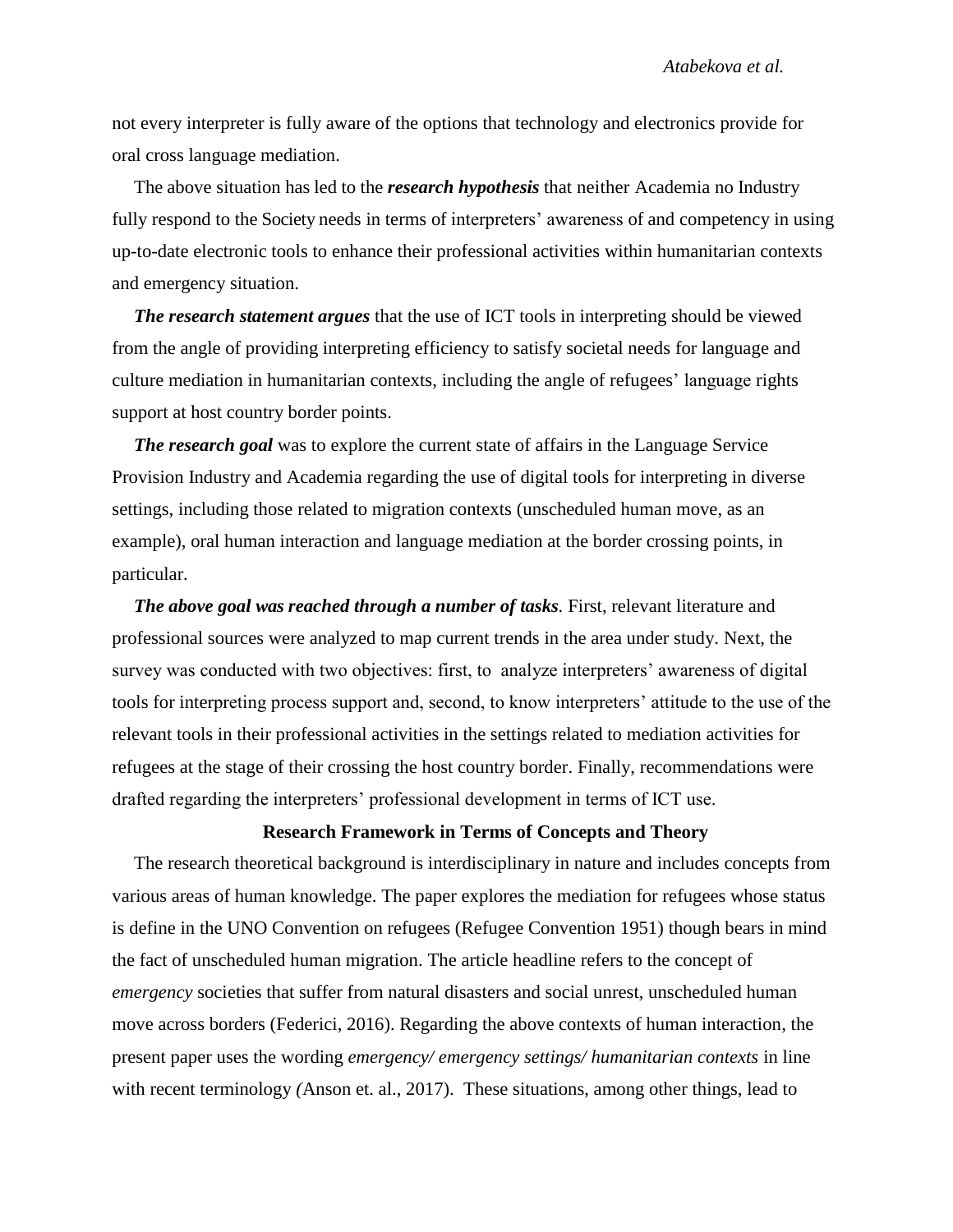not every interpreter is fully aware of the options that technology and electronics provide for oral cross language mediation.

The above situation has led to the ***research hypothesis*** that neither Academia no Industry fully respond to the Society needs in terms of interpreters' awareness of and competency in using up-to-date electronic tools to enhance their professional activities within humanitarian contexts and emergency situation.

***The research statement argues*** that the use of ICT tools in interpreting should be viewed from the angle of providing interpreting efficiency to satisfy societal needs for language and culture mediation in humanitarian contexts, including the angle of refugees' language rights support at host country border points.

***The research goal*** was to explore the current state of affairs in the Language Service Provision Industry and Academia regarding the use of digital tools for interpreting in diverse settings, including those related to migration contexts (unscheduled human move, as an example), oral human interaction and language mediation at the border crossing points, in particular.

***The above goal was reached through a number of tasks***. First, relevant literature and professional sources were analyzed to map current trends in the area under study. Next, the survey was conducted with two objectives: first, to analyze interpreters' awareness of digital tools for interpreting process support and, second, to know interpreters' attitude to the use of the relevant tools in their professional activities in the settings related to mediation activities for refugees at the stage of their crossing the host country border. Finally, recommendations were drafted regarding the interpreters' professional development in terms of ICT use.

## Research Framework in Terms of Concepts and Theory

The research theoretical background is interdisciplinary in nature and includes concepts from various areas of human knowledge. The paper explores the mediation for refugees whose status is define in the UNO Convention on refugees (Refugee Convention 1951) though bears in mind the fact of unscheduled human migration. The article headline refers to the concept of *emergency* societies that suffer from natural disasters and social unrest, unscheduled human move across borders (Federici, 2016). Regarding the above contexts of human interaction, the present paper uses the wording *emergency/ emergency settings/ humanitarian contexts* in line with recent terminology *(*Anson et. al., 2017). These situations, among other things, lead to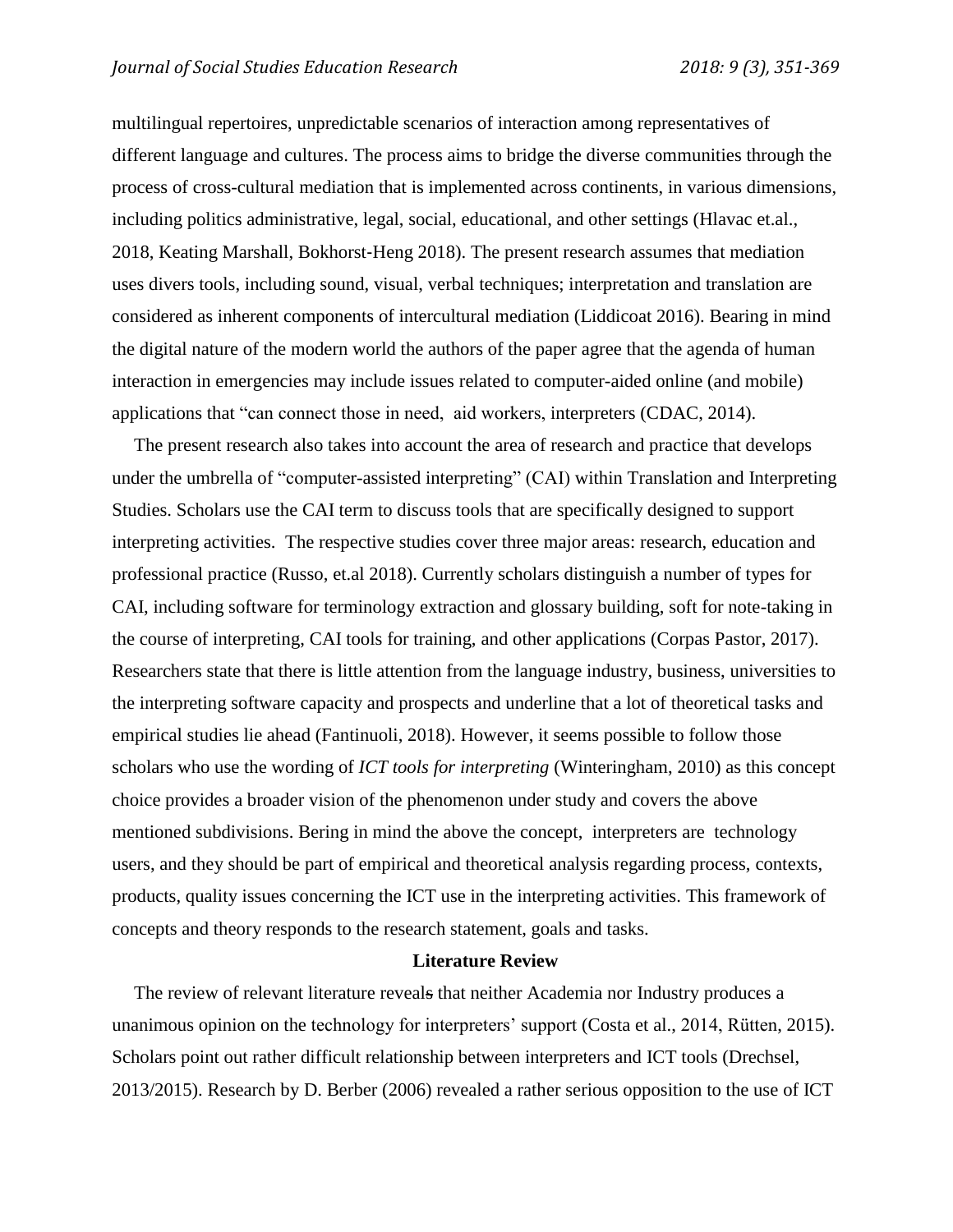multilingual repertoires, unpredictable scenarios of interaction among representatives of different language and cultures. The process aims to bridge the diverse communities through the process of cross-cultural mediation that is implemented across continents, in various dimensions, including politics administrative, legal, social, educational, and other settings (Hlavac et.al., 2018, Keating Marshall, Bokhorst-Heng 2018). The present research assumes that mediation uses divers tools, including sound, visual, verbal techniques; interpretation and translation are considered as inherent components of intercultural mediation (Liddicoat 2016). Bearing in mind the digital nature of the modern world the authors of the paper agree that the agenda of human interaction in emergencies may include issues related to computer-aided online (and mobile) applications that "can connect those in need, aid workers, interpreters (CDAC, 2014).

The present research also takes into account the area of research and practice that develops under the umbrella of "computer-assisted interpreting" (CAI) within Translation and Interpreting Studies. Scholars use the CAI term to discuss tools that are specifically designed to support interpreting activities. The respective studies cover three major areas: research, education and professional practice (Russo, et.al 2018). Currently scholars distinguish a number of types for CAI, including software for terminology extraction and glossary building, soft for note-taking in the course of interpreting, CAI tools for training, and other applications (Corpas Pastor, 2017). Researchers state that there is little attention from the language industry, business, universities to the interpreting software capacity and prospects and underline that a lot of theoretical tasks and empirical studies lie ahead (Fantinuoli, 2018). However, it seems possible to follow those scholars who use the wording of *ICT tools for interpreting* (Winteringham, 2010) as this concept choice provides a broader vision of the phenomenon under study and covers the above mentioned subdivisions. Bering in mind the above the concept, interpreters are technology users, and they should be part of empirical and theoretical analysis regarding process, contexts, products, quality issues concerning the ICT use in the interpreting activities. This framework of concepts and theory responds to the research statement, goals and tasks.

## Literature Review

The review of relevant literature reveals that neither Academia nor Industry produces a unanimous opinion on the technology for interpreters' support (Costa et al., 2014, Rütten, 2015). Scholars point out rather difficult relationship between interpreters and ICT tools (Drechsel, 2013/2015). Research by D. Berber (2006) revealed a rather serious opposition to the use of ICT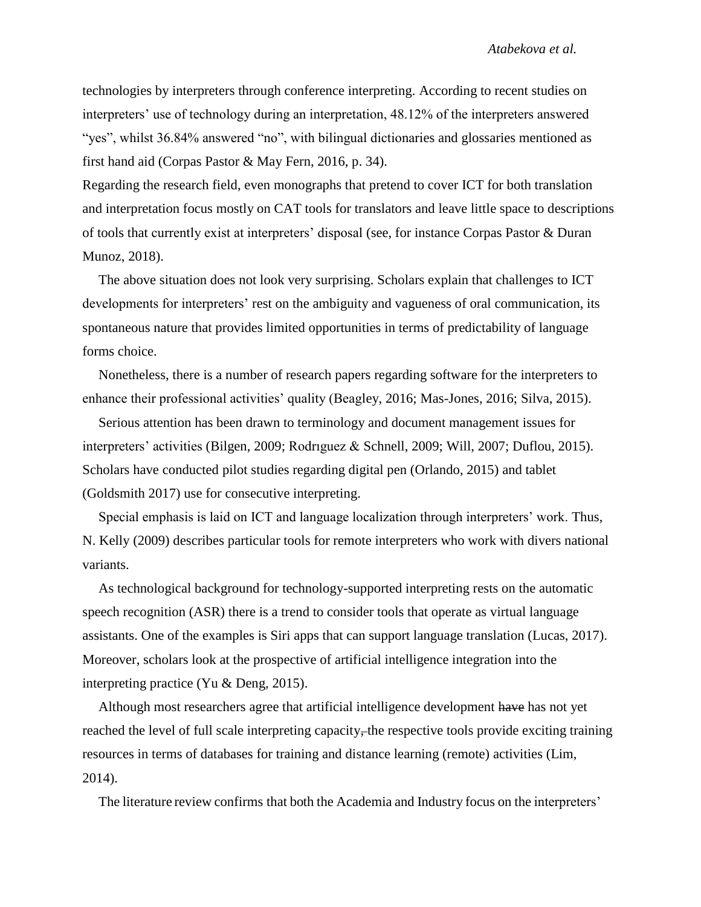technologies by interpreters through conference interpreting. According to recent studies on interpreters' use of technology during an interpretation, 48.12% of the interpreters answered "yes", whilst 36.84% answered "no", with bilingual dictionaries and glossaries mentioned as first hand aid (Corpas Pastor & May Fern, 2016, p. 34).

Regarding the research field, even monographs that pretend to cover ICT for both translation and interpretation focus mostly on CAT tools for translators and leave little space to descriptions of tools that currently exist at interpreters' disposal (see, for instance Corpas Pastor & Duran Munoz, 2018).

The above situation does not look very surprising. Scholars explain that challenges to ICT developments for interpreters' rest on the ambiguity and vagueness of oral communication, its spontaneous nature that provides limited opportunities in terms of predictability of language forms choice.

Nonetheless, there is a number of research papers regarding software for the interpreters to enhance their professional activities' quality (Beagley, 2016; Mas-Jones, 2016; Silva, 2015).

Serious attention has been drawn to terminology and document management issues for interpreters' activities (Bilgen, 2009; Rodrıguez & Schnell, 2009; Will, 2007; Duflou, 2015). Scholars have conducted pilot studies regarding digital pen (Orlando, 2015) and tablet (Goldsmith 2017) use for consecutive interpreting.

Special emphasis is laid on ICT and language localization through interpreters' work. Thus, N. Kelly (2009) describes particular tools for remote interpreters who work with divers national variants.

As technological background for technology-supported interpreting rests on the automatic speech recognition (ASR) there is a trend to consider tools that operate as virtual language assistants. One of the examples is Siri apps that can support language translation (Lucas, 2017). Moreover, scholars look at the prospective of artificial intelligence integration into the interpreting practice (Yu & Deng, 2015).

Although most researchers agree that artificial intelligence development ~~have~~ has not yet reached the level of full scale interpreting capacity~~,~~ the respective tools provide exciting training resources in terms of databases for training and distance learning (remote) activities (Lim, 2014).

The literature review confirms that both the Academia and Industry focus on the interpreters'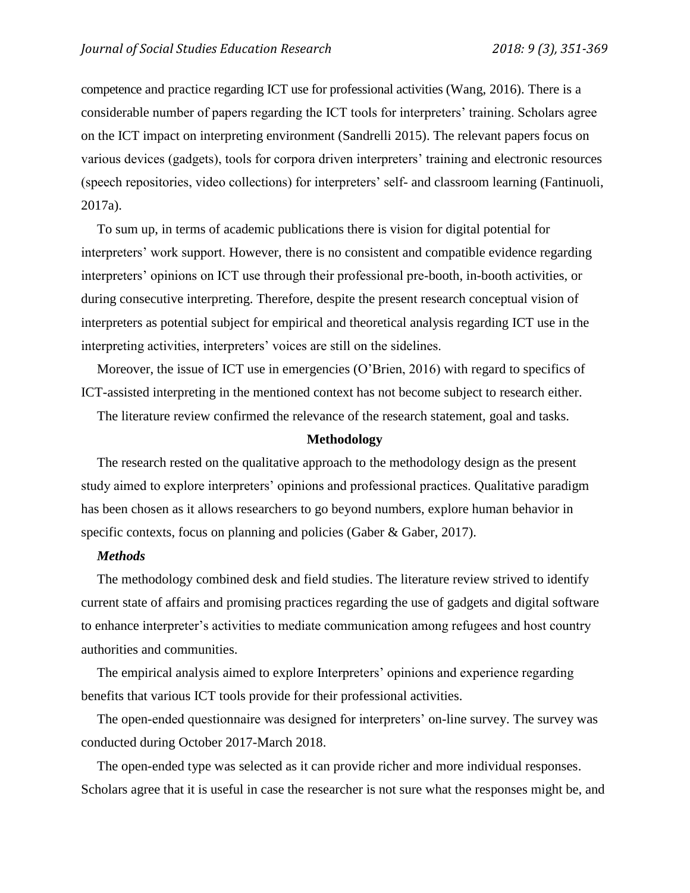competence and practice regarding ICT use for professional activities (Wang, 2016). There is a considerable number of papers regarding the ICT tools for interpreters' training. Scholars agree on the ICT impact on interpreting environment (Sandrelli 2015). The relevant papers focus on various devices (gadgets), tools for corpora driven interpreters' training and electronic resources (speech repositories, video collections) for interpreters' self- and classroom learning (Fantinuoli, 2017a).

To sum up, in terms of academic publications there is vision for digital potential for interpreters' work support. However, there is no consistent and compatible evidence regarding interpreters' opinions on ICT use through their professional pre-booth, in-booth activities, or during consecutive interpreting. Therefore, despite the present research conceptual vision of interpreters as potential subject for empirical and theoretical analysis regarding ICT use in the interpreting activities, interpreters' voices are still on the sidelines.

Moreover, the issue of ICT use in emergencies (O'Brien, 2016) with regard to specifics of ICT-assisted interpreting in the mentioned context has not become subject to research either.

The literature review confirmed the relevance of the research statement, goal and tasks.

## Methodology

The research rested on the qualitative approach to the methodology design as the present study aimed to explore interpreters' opinions and professional practices. Qualitative paradigm has been chosen as it allows researchers to go beyond numbers, explore human behavior in specific contexts, focus on planning and policies (Gaber & Gaber, 2017).

### *Methods*

The methodology combined desk and field studies. The literature review strived to identify current state of affairs and promising practices regarding the use of gadgets and digital software to enhance interpreter's activities to mediate communication among refugees and host country authorities and communities.

The empirical analysis aimed to explore Interpreters' opinions and experience regarding benefits that various ICT tools provide for their professional activities.

The open-ended questionnaire was designed for interpreters' on-line survey. The survey was conducted during October 2017-March 2018.

The open-ended type was selected as it can provide richer and more individual responses. Scholars agree that it is useful in case the researcher is not sure what the responses might be, and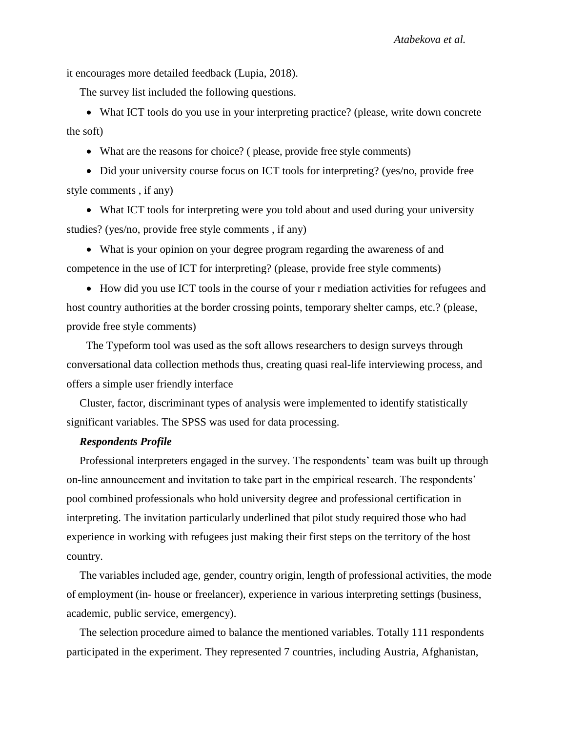it encourages more detailed feedback (Lupia, 2018).

The survey list included the following questions.

- What ICT tools do you use in your interpreting practice? (please, write down concrete the soft)
- What are the reasons for choice? ( please, provide free style comments)
- Did your university course focus on ICT tools for interpreting? (yes/no, provide free style comments , if any)
- What ICT tools for interpreting were you told about and used during your university studies? (yes/no, provide free style comments , if any)
- What is your opinion on your degree program regarding the awareness of and competence in the use of ICT for interpreting? (please, provide free style comments)
- How did you use ICT tools in the course of your r mediation activities for refugees and host country authorities at the border crossing points, temporary shelter camps, etc.? (please, provide free style comments)

The Typeform tool was used as the soft allows researchers to design surveys through conversational data collection methods thus, creating quasi real-life interviewing process, and offers a simple user friendly interface

Cluster, factor, discriminant types of analysis were implemented to identify statistically significant variables. The SPSS was used for data processing.

***Respondents Profile***

Professional interpreters engaged in the survey. The respondents' team was built up through on-line announcement and invitation to take part in the empirical research. The respondents' pool combined professionals who hold university degree and professional certification in interpreting. The invitation particularly underlined that pilot study required those who had experience in working with refugees just making their first steps on the territory of the host country.

The variables included age, gender, country origin, length of professional activities, the mode of employment (in- house or freelancer), experience in various interpreting settings (business, academic, public service, emergency).

The selection procedure aimed to balance the mentioned variables. Totally 111 respondents participated in the experiment. They represented 7 countries, including Austria, Afghanistan,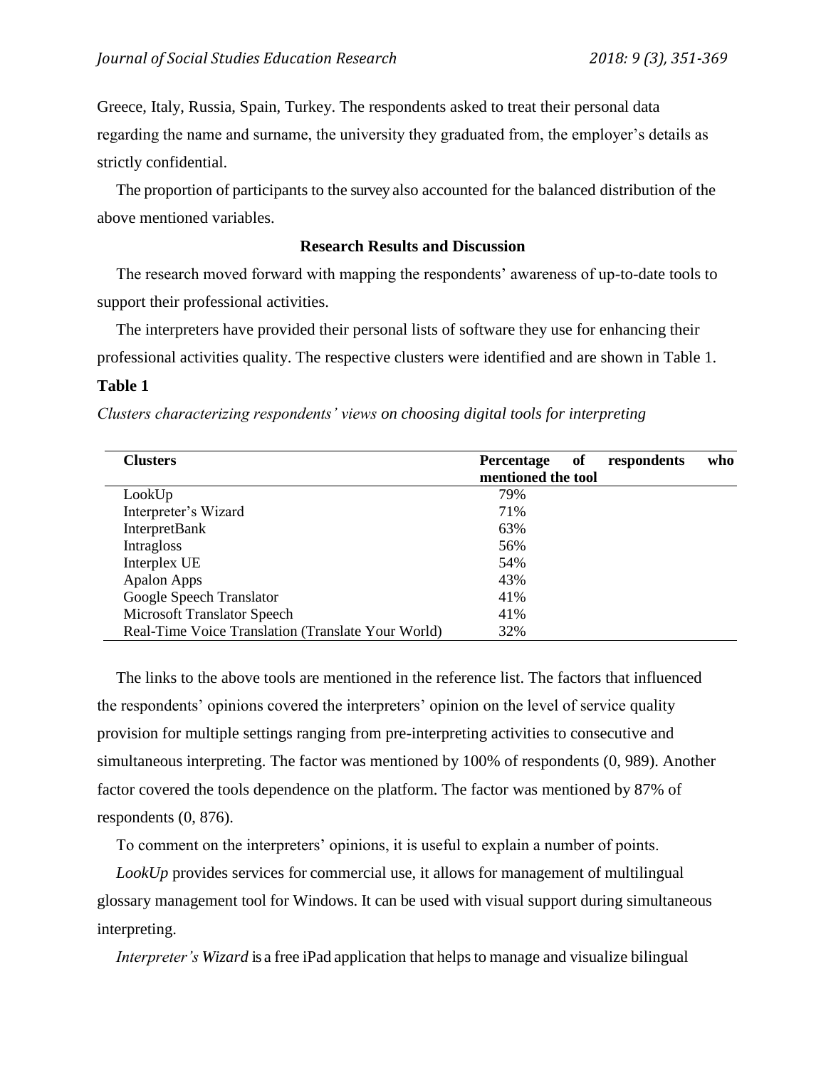Greece, Italy, Russia, Spain, Turkey. The respondents asked to treat their personal data regarding the name and surname, the university they graduated from, the employer's details as strictly confidential.

The proportion of participants to the survey also accounted for the balanced distribution of the above mentioned variables.

## Research Results and Discussion

The research moved forward with mapping the respondents' awareness of up-to-date tools to support their professional activities.

The interpreters have provided their personal lists of software they use for enhancing their professional activities quality. The respective clusters were identified and are shown in Table 1.

**Table 1**

*Clusters characterizing respondents' views on choosing digital tools for interpreting*

| Clusters | Percentage of respondents who mentioned the tool |
|---|---|
| LookUp | 79% |
| Interpreter's Wizard | 71% |
| InterpretBank | 63% |
| Intragloss | 56% |
| Interplex UE | 54% |
| Apalon Apps | 43% |
| Google Speech Translator | 41% |
| Microsoft Translator Speech | 41% |
| Real-Time Voice Translation (Translate Your World) | 32% |

The links to the above tools are mentioned in the reference list. The factors that influenced the respondents' opinions covered the interpreters' opinion on the level of service quality provision for multiple settings ranging from pre-interpreting activities to consecutive and simultaneous interpreting. The factor was mentioned by 100% of respondents (0, 989). Another factor covered the tools dependence on the platform. The factor was mentioned by 87% of respondents (0, 876).

To comment on the interpreters' opinions, it is useful to explain a number of points.

*LookUp* provides services for commercial use, it allows for management of multilingual glossary management tool for Windows. It can be used with visual support during simultaneous interpreting.

*Interpreter's Wizard* is a free iPad application that helps to manage and visualize bilingual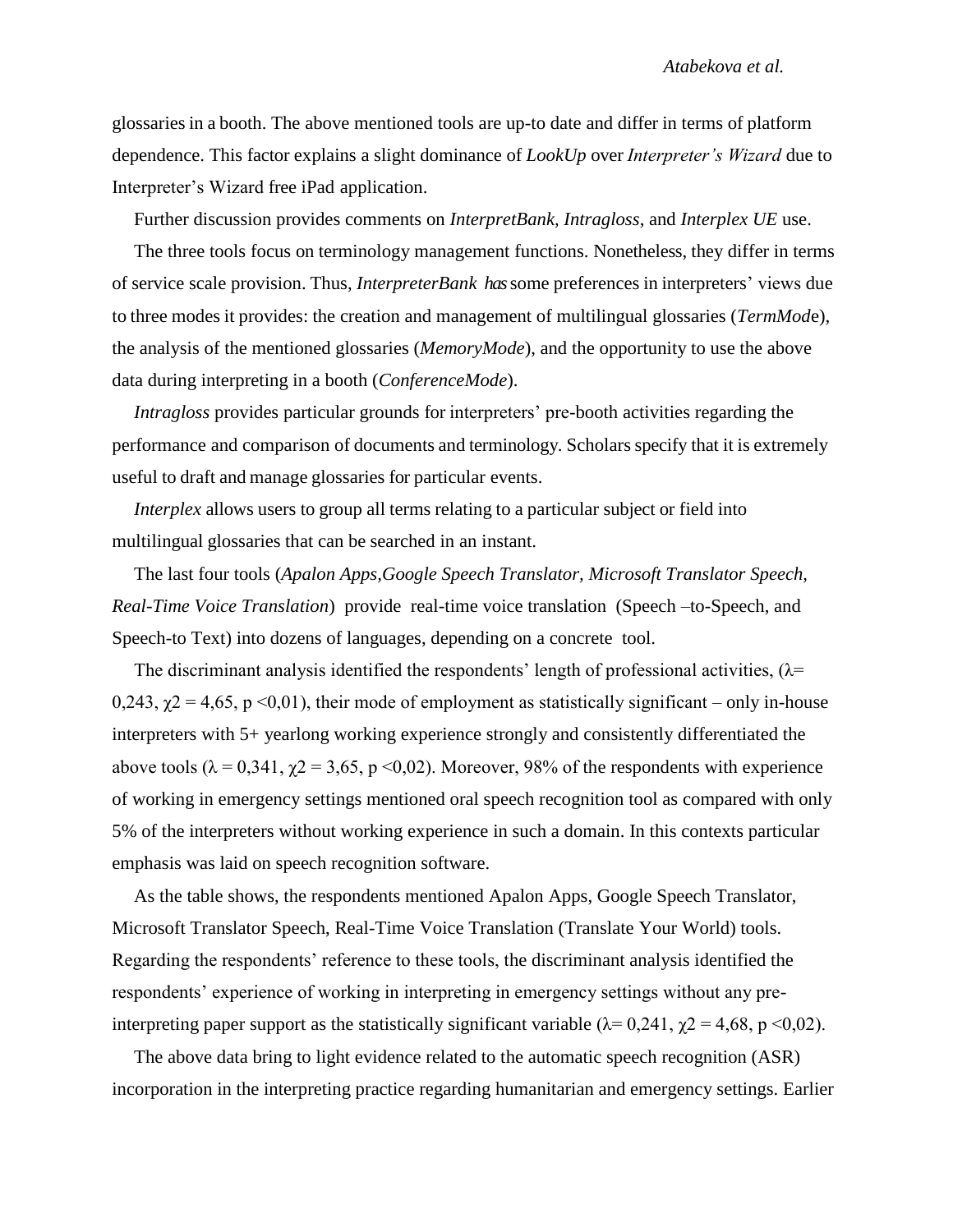glossaries in a booth. The above mentioned tools are up-to date and differ in terms of platform dependence. This factor explains a slight dominance of *LookUp* over *Interpreter's Wizard* due to Interpreter's Wizard free iPad application.

Further discussion provides comments on *InterpretBank, Intragloss*, and *Interplex UE* use.

The three tools focus on terminology management functions. Nonetheless, they differ in terms of service scale provision. Thus, *InterpreterBank has* some preferences in interpreters' views due to three modes it provides: the creation and management of multilingual glossaries (*TermMod*e), the analysis of the mentioned glossaries (*MemoryMode*), and the opportunity to use the above data during interpreting in a booth (*ConferenceMode*).

*Intragloss* provides particular grounds for interpreters' pre-booth activities regarding the performance and comparison of documents and terminology. Scholars specify that it is extremely useful to draft and manage glossaries for particular events.

*Interplex* allows users to group all terms relating to a particular subject or field into multilingual glossaries that can be searched in an instant.

The last four tools (*Apalon Apps,Google Speech Translator, Microsoft Translator Speech, Real-Time Voice Translation*) provide real-time voice translation (Speech –to-Speech, and Speech-to Text) into dozens of languages, depending on a concrete tool.

The discriminant analysis identified the respondents' length of professional activities, ($\lambda$= 0,243, $\chi2$ = 4,65, p <0,01), their mode of employment as statistically significant – only in-house interpreters with 5+ yearlong working experience strongly and consistently differentiated the above tools ($\lambda$ = 0,341, $\chi2$ = 3,65, p <0,02). Moreover, 98% of the respondents with experience of working in emergency settings mentioned oral speech recognition tool as compared with only 5% of the interpreters without working experience in such a domain. In this contexts particular emphasis was laid on speech recognition software.

As the table shows, the respondents mentioned Apalon Apps, Google Speech Translator, Microsoft Translator Speech, Real-Time Voice Translation (Translate Your World) tools. Regarding the respondents' reference to these tools, the discriminant analysis identified the respondents' experience of working in interpreting in emergency settings without any pre-interpreting paper support as the statistically significant variable ($\lambda$= 0,241, $\chi2$ = 4,68, p <0,02).

The above data bring to light evidence related to the automatic speech recognition (ASR) incorporation in the interpreting practice regarding humanitarian and emergency settings. Earlier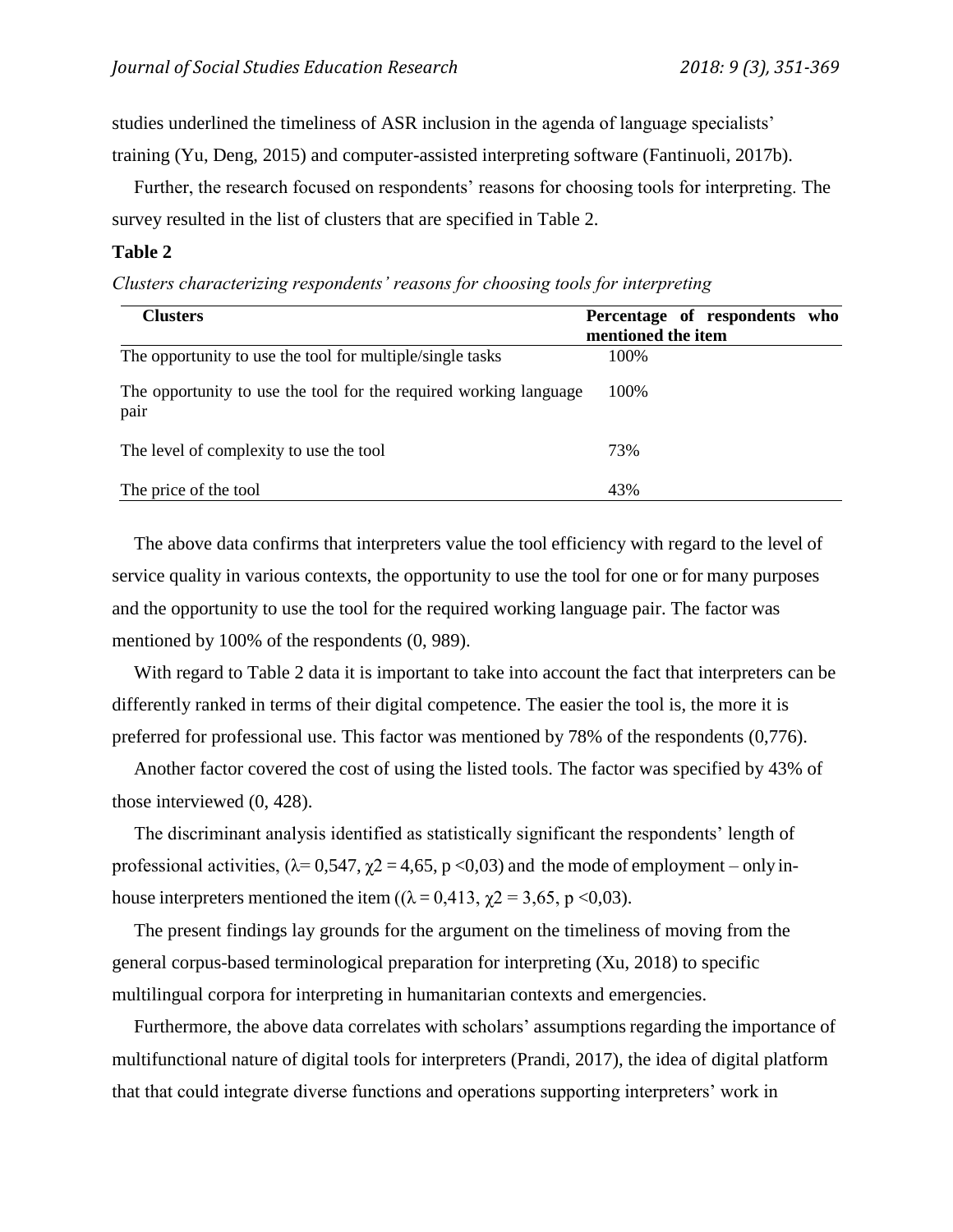studies underlined the timeliness of ASR inclusion in the agenda of language specialists' training (Yu, Deng, 2015) and computer-assisted interpreting software (Fantinuoli, 2017b).

Further, the research focused on respondents' reasons for choosing tools for interpreting. The survey resulted in the list of clusters that are specified in Table 2.

**Table 2**

*Clusters characterizing respondents' reasons for choosing tools for interpreting*

| Clusters | Percentage of respondents who mentioned the item |
|---|---|
| The opportunity to use the tool for multiple/single tasks | 100% |
| The opportunity to use the tool for the required working language pair | 100% |
| The level of complexity to use the tool | 73% |
| The price of the tool | 43% |

The above data confirms that interpreters value the tool efficiency with regard to the level of service quality in various contexts, the opportunity to use the tool for one or for many purposes and the opportunity to use the tool for the required working language pair. The factor was mentioned by 100% of the respondents (0, 989).

With regard to Table 2 data it is important to take into account the fact that interpreters can be differently ranked in terms of their digital competence. The easier the tool is, the more it is preferred for professional use. This factor was mentioned by 78% of the respondents (0,776).

Another factor covered the cost of using the listed tools. The factor was specified by 43% of those interviewed (0, 428).

The discriminant analysis identified as statistically significant the respondents' length of professional activities, ($\lambda$= 0,547, $\chi2$ = 4,65, p <0,03) and the mode of employment – only in-house interpreters mentioned the item (($\lambda$ = 0,413, $\chi2$ = 3,65, p <0,03).

The present findings lay grounds for the argument on the timeliness of moving from the general corpus-based terminological preparation for interpreting (Xu, 2018) to specific multilingual corpora for interpreting in humanitarian contexts and emergencies.

Furthermore, the above data correlates with scholars' assumptions regarding the importance of multifunctional nature of digital tools for interpreters (Prandi, 2017), the idea of digital platform that that could integrate diverse functions and operations supporting interpreters' work in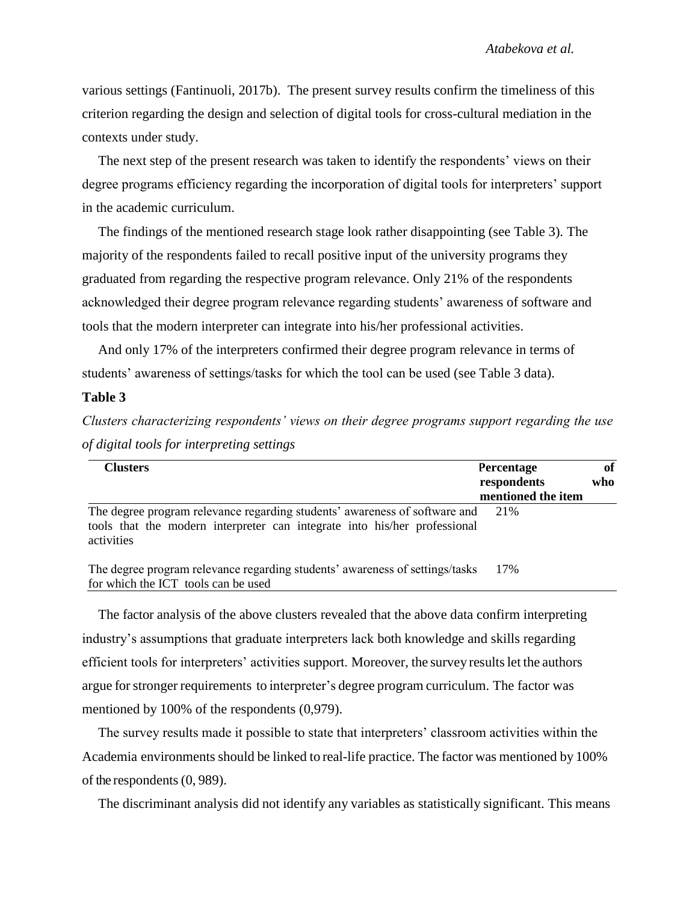various settings (Fantinuoli, 2017b). The present survey results confirm the timeliness of this criterion regarding the design and selection of digital tools for cross-cultural mediation in the contexts under study.

The next step of the present research was taken to identify the respondents' views on their degree programs efficiency regarding the incorporation of digital tools for interpreters' support in the academic curriculum.

The findings of the mentioned research stage look rather disappointing (see Table 3). The majority of the respondents failed to recall positive input of the university programs they graduated from regarding the respective program relevance. Only 21% of the respondents acknowledged their degree program relevance regarding students' awareness of software and tools that the modern interpreter can integrate into his/her professional activities.

And only 17% of the interpreters confirmed their degree program relevance in terms of students' awareness of settings/tasks for which the tool can be used (see Table 3 data).

**Table 3**

*Clusters characterizing respondents' views on their degree programs support regarding the use of digital tools for interpreting settings*

| Clusters | Percentage of respondents who mentioned the item |
|---|---|
| The degree program relevance regarding students' awareness of software and tools that the modern interpreter can integrate into his/her professional activities | 21% |
| The degree program relevance regarding students' awareness of settings/tasks for which the ICT tools can be used | 17% |

The factor analysis of the above clusters revealed that the above data confirm interpreting industry's assumptions that graduate interpreters lack both knowledge and skills regarding efficient tools for interpreters' activities support. Moreover, the survey results let the authors argue for stronger requirements to interpreter's degree program curriculum. The factor was mentioned by 100% of the respondents (0,979).

The survey results made it possible to state that interpreters' classroom activities within the Academia environments should be linked to real-life practice. The factor was mentioned by 100% of the respondents (0, 989).

The discriminant analysis did not identify any variables as statistically significant. This means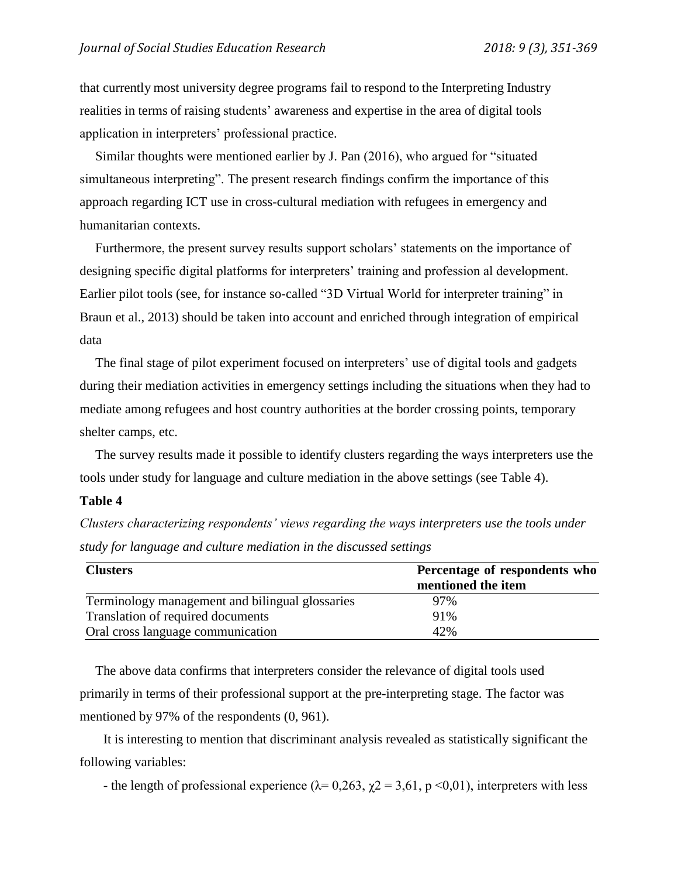that currently most university degree programs fail to respond to the Interpreting Industry realities in terms of raising students' awareness and expertise in the area of digital tools application in interpreters' professional practice.

Similar thoughts were mentioned earlier by J. Pan (2016), who argued for "situated simultaneous interpreting". The present research findings confirm the importance of this approach regarding ICT use in cross-cultural mediation with refugees in emergency and humanitarian contexts.

Furthermore, the present survey results support scholars' statements on the importance of designing specific digital platforms for interpreters' training and profession al development. Earlier pilot tools (see, for instance so-called "3D Virtual World for interpreter training" in Braun et al., 2013) should be taken into account and enriched through integration of empirical data

The final stage of pilot experiment focused on interpreters' use of digital tools and gadgets during their mediation activities in emergency settings including the situations when they had to mediate among refugees and host country authorities at the border crossing points, temporary shelter camps, etc.

The survey results made it possible to identify clusters regarding the ways interpreters use the tools under study for language and culture mediation in the above settings (see Table 4).

**Table 4**

*Clusters characterizing respondents' views regarding the ways interpreters use the tools under study for language and culture mediation in the discussed settings*

| Clusters | Percentage of respondents who mentioned the item |
|---|---|
| Terminology management and bilingual glossaries | 97% |
| Translation of required documents | 91% |
| Oral cross language communication | 42% |

The above data confirms that interpreters consider the relevance of digital tools used primarily in terms of their professional support at the pre-interpreting stage. The factor was mentioned by 97% of the respondents (0, 961).

It is interesting to mention that discriminant analysis revealed as statistically significant the following variables:

- the length of professional experience ($\lambda = 0,263$, $\chi 2 = 3,61$, $p < 0,01$), interpreters with less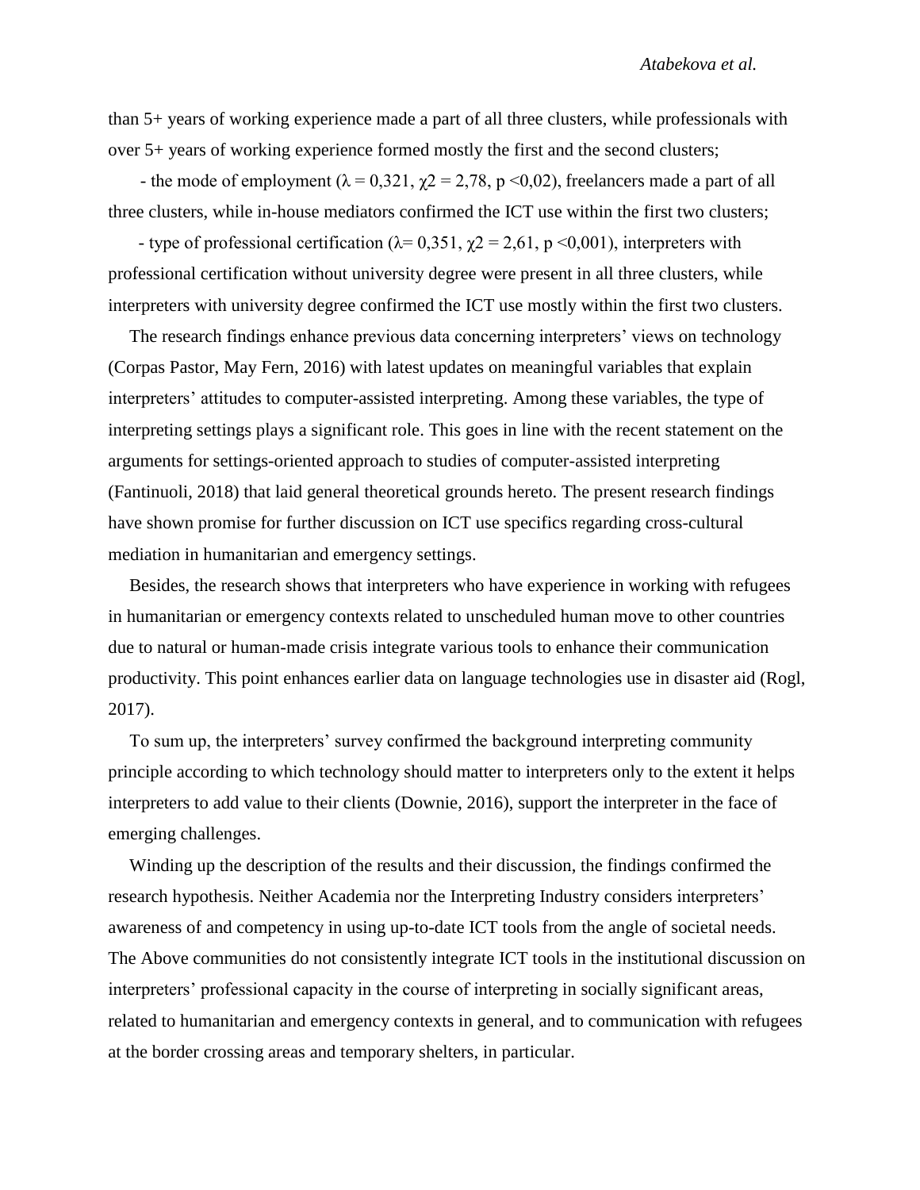than 5+ years of working experience made a part of all three clusters, while professionals with over 5+ years of working experience formed mostly the first and the second clusters;

- the mode of employment ($\lambda = 0,321$, $\chi2 = 2,78$, $p < 0,02$), freelancers made a part of all three clusters, while in-house mediators confirmed the ICT use within the first two clusters;

- type of professional certification ($\lambda = 0,351$, $\chi2 = 2,61$, $p < 0,001$), interpreters with professional certification without university degree were present in all three clusters, while interpreters with university degree confirmed the ICT use mostly within the first two clusters.

The research findings enhance previous data concerning interpreters' views on technology (Corpas Pastor, May Fern, 2016) with latest updates on meaningful variables that explain interpreters' attitudes to computer-assisted interpreting. Among these variables, the type of interpreting settings plays a significant role. This goes in line with the recent statement on the arguments for settings-oriented approach to studies of computer-assisted interpreting (Fantinuoli, 2018) that laid general theoretical grounds hereto. The present research findings have shown promise for further discussion on ICT use specifics regarding cross-cultural mediation in humanitarian and emergency settings.

Besides, the research shows that interpreters who have experience in working with refugees in humanitarian or emergency contexts related to unscheduled human move to other countries due to natural or human-made crisis integrate various tools to enhance their communication productivity. This point enhances earlier data on language technologies use in disaster aid (Rogl, 2017).

To sum up, the interpreters' survey confirmed the background interpreting community principle according to which technology should matter to interpreters only to the extent it helps interpreters to add value to their clients (Downie, 2016), support the interpreter in the face of emerging challenges.

Winding up the description of the results and their discussion, the findings confirmed the research hypothesis. Neither Academia nor the Interpreting Industry considers interpreters' awareness of and competency in using up-to-date ICT tools from the angle of societal needs. The Above communities do not consistently integrate ICT tools in the institutional discussion on interpreters' professional capacity in the course of interpreting in socially significant areas, related to humanitarian and emergency contexts in general, and to communication with refugees at the border crossing areas and temporary shelters, in particular.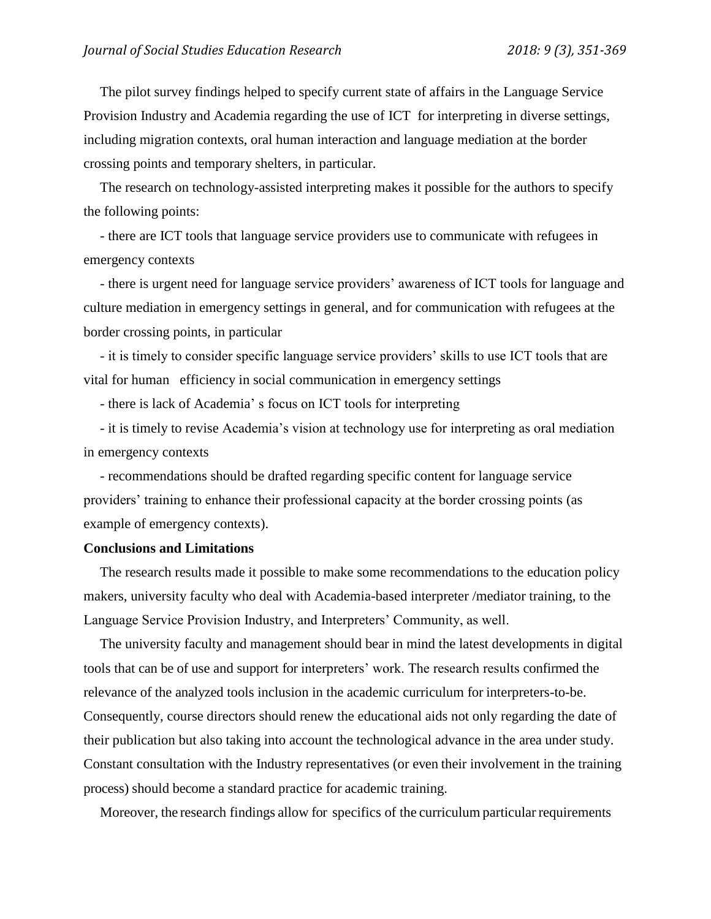The pilot survey findings helped to specify current state of affairs in the Language Service Provision Industry and Academia regarding the use of ICT for interpreting in diverse settings, including migration contexts, oral human interaction and language mediation at the border crossing points and temporary shelters, in particular.

The research on technology-assisted interpreting makes it possible for the authors to specify the following points:

- there are ICT tools that language service providers use to communicate with refugees in emergency contexts
- there is urgent need for language service providers' awareness of ICT tools for language and culture mediation in emergency settings in general, and for communication with refugees at the border crossing points, in particular
- it is timely to consider specific language service providers' skills to use ICT tools that are vital for human efficiency in social communication in emergency settings
- there is lack of Academia' s focus on ICT tools for interpreting
- it is timely to revise Academia's vision at technology use for interpreting as oral mediation in emergency contexts
- recommendations should be drafted regarding specific content for language service providers' training to enhance their professional capacity at the border crossing points (as example of emergency contexts).

**Conclusions and Limitations**

The research results made it possible to make some recommendations to the education policy makers, university faculty who deal with Academia-based interpreter /mediator training, to the Language Service Provision Industry, and Interpreters' Community, as well.

The university faculty and management should bear in mind the latest developments in digital tools that can be of use and support for interpreters' work. The research results confirmed the relevance of the analyzed tools inclusion in the academic curriculum for interpreters-to-be. Consequently, course directors should renew the educational aids not only regarding the date of their publication but also taking into account the technological advance in the area under study. Constant consultation with the Industry representatives (or even their involvement in the training process) should become a standard practice for academic training.

Moreover, the research findings allow for specifics of the curriculum particular requirements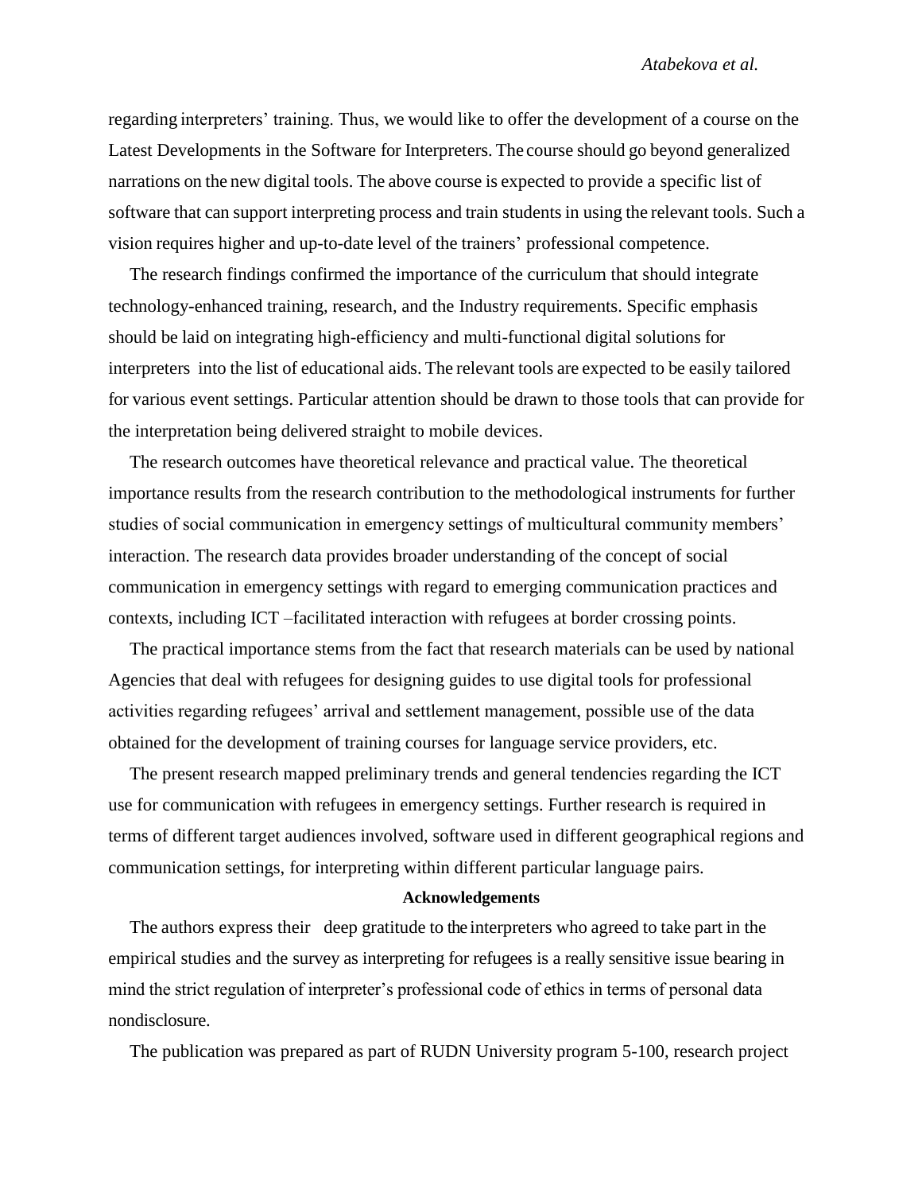regarding interpreters' training. Thus, we would like to offer the development of a course on the Latest Developments in the Software for Interpreters. The course should go beyond generalized narrations on the new digital tools. The above course is expected to provide a specific list of software that can support interpreting process and train students in using the relevant tools. Such a vision requires higher and up-to-date level of the trainers' professional competence.

The research findings confirmed the importance of the curriculum that should integrate technology-enhanced training, research, and the Industry requirements. Specific emphasis should be laid on integrating high-efficiency and multi-functional digital solutions for interpreters into the list of educational aids. The relevant tools are expected to be easily tailored for various event settings. Particular attention should be drawn to those tools that can provide for the interpretation being delivered straight to mobile devices.

The research outcomes have theoretical relevance and practical value. The theoretical importance results from the research contribution to the methodological instruments for further studies of social communication in emergency settings of multicultural community members' interaction. The research data provides broader understanding of the concept of social communication in emergency settings with regard to emerging communication practices and contexts, including ICT –facilitated interaction with refugees at border crossing points.

The practical importance stems from the fact that research materials can be used by national Agencies that deal with refugees for designing guides to use digital tools for professional activities regarding refugees' arrival and settlement management, possible use of the data obtained for the development of training courses for language service providers, etc.

The present research mapped preliminary trends and general tendencies regarding the ICT use for communication with refugees in emergency settings. Further research is required in terms of different target audiences involved, software used in different geographical regions and communication settings, for interpreting within different particular language pairs.

## Acknowledgements

The authors express their deep gratitude to the interpreters who agreed to take part in the empirical studies and the survey as interpreting for refugees is a really sensitive issue bearing in mind the strict regulation of interpreter's professional code of ethics in terms of personal data nondisclosure.

The publication was prepared as part of RUDN University program 5-100, research project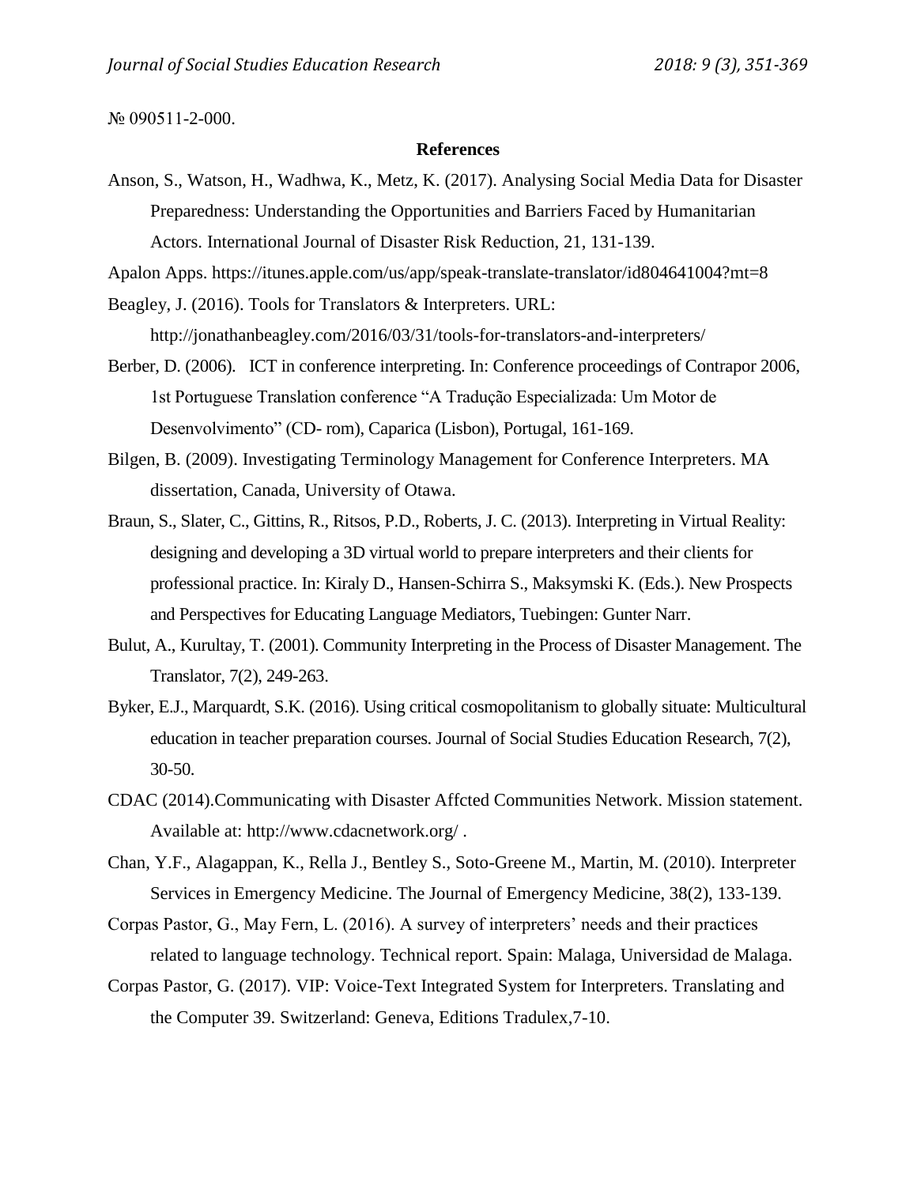№ 090511-2-000.

## References

Anson, S., Watson, H., Wadhwa, K., Metz, K. (2017). Analysing Social Media Data for Disaster Preparedness: Understanding the Opportunities and Barriers Faced by Humanitarian Actors. International Journal of Disaster Risk Reduction, 21, 131-139.

Apalon Apps. https://itunes.apple.com/us/app/speak-translate-translator/id804641004?mt=8

Beagley, J. (2016). Tools for Translators & Interpreters. URL: http://jonathanbeagley.com/2016/03/31/tools-for-translators-and-interpreters/

Berber, D. (2006). ICT in conference interpreting. In: Conference proceedings of Contrapor 2006, 1st Portuguese Translation conference "A Tradução Especializada: Um Motor de Desenvolvimento" (CD- rom), Caparica (Lisbon), Portugal, 161-169.

Bilgen, B. (2009). Investigating Terminology Management for Conference Interpreters. MA dissertation, Canada, University of Otawa.

Braun, S., Slater, C., Gittins, R., Ritsos, P.D., Roberts, J. C. (2013). Interpreting in Virtual Reality: designing and developing a 3D virtual world to prepare interpreters and their clients for professional practice. In: Kiraly D., Hansen-Schirra S., Maksymski K. (Eds.). New Prospects and Perspectives for Educating Language Mediators, Tuebingen: Gunter Narr.

Bulut, A., Kurultay, T. (2001). Community Interpreting in the Process of Disaster Management. The Translator, 7(2), 249-263.

Byker, E.J., Marquardt, S.K. (2016). Using critical cosmopolitanism to globally situate: Multicultural education in teacher preparation courses. Journal of Social Studies Education Research, 7(2), 30-50.

CDAC (2014).Communicating with Disaster Affcted Communities Network. Mission statement. Available at: http://www.cdacnetwork.org/ .

Chan, Y.F., Alagappan, K., Rella J., Bentley S., Soto-Greene M., Martin, M. (2010). Interpreter Services in Emergency Medicine. The Journal of Emergency Medicine, 38(2), 133-139.

Corpas Pastor, G., May Fern, L. (2016). A survey of interpreters' needs and their practices related to language technology. Technical report. Spain: Malaga, Universidad de Malaga.

Corpas Pastor, G. (2017). VIP: Voice-Text Integrated System for Interpreters. Translating and the Computer 39. Switzerland: Geneva, Editions Tradulex,7-10.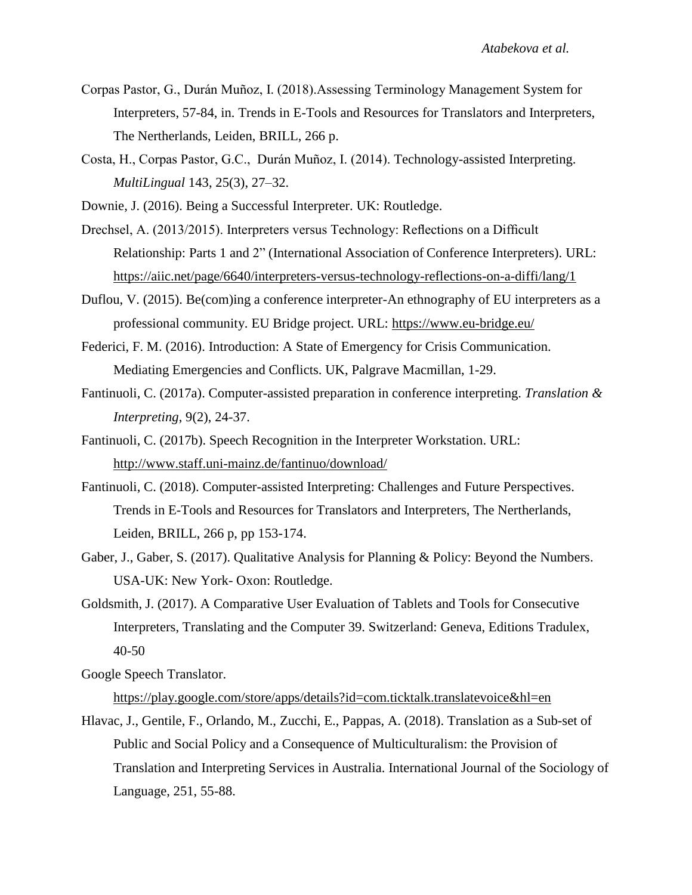Corpas Pastor, G., Durán Muñoz, I. (2018).Assessing Terminology Management System for Interpreters, 57-84, in. Trends in E-Tools and Resources for Translators and Interpreters, The Nertherlands, Leiden, BRILL, 266 p.

Costa, H., Corpas Pastor, G.C., Durán Muñoz, I. (2014). Technology-assisted Interpreting. *MultiLingual* 143, 25(3), 27–32.

Downie, J. (2016). Being a Successful Interpreter. UK: Routledge.

Drechsel, A. (2013/2015). Interpreters versus Technology: Reflections on a Difficult Relationship: Parts 1 and 2" (International Association of Conference Interpreters). URL: https://aiic.net/page/6640/interpreters-versus-technology-reflections-on-a-diffi/lang/1

Duflou, V. (2015). Be(com)ing a conference interpreter-An ethnography of EU interpreters as a professional community. EU Bridge project. URL: https://www.eu-bridge.eu/

Federici, F. M. (2016). Introduction: A State of Emergency for Crisis Communication. Mediating Emergencies and Conflicts. UK, Palgrave Macmillan, 1-29.

Fantinuoli, C. (2017a). Computer-assisted preparation in conference interpreting. *Translation & Interpreting*, 9(2), 24-37.

Fantinuoli, C. (2017b). Speech Recognition in the Interpreter Workstation. URL: http://www.staff.uni-mainz.de/fantinuo/download/

Fantinuoli, C. (2018). Computer-assisted Interpreting: Challenges and Future Perspectives. Trends in E-Tools and Resources for Translators and Interpreters, The Nertherlands, Leiden, BRILL, 266 p, pp 153-174.

Gaber, J., Gaber, S. (2017). Qualitative Analysis for Planning & Policy: Beyond the Numbers. USA-UK: New York- Oxon: Routledge.

Goldsmith, J. (2017). A Comparative User Evaluation of Tablets and Tools for Consecutive Interpreters, Translating and the Computer 39. Switzerland: Geneva, Editions Tradulex, 40-50

Google Speech Translator. https://play.google.com/store/apps/details?id=com.ticktalk.translatevoice&hl=en

Hlavac, J., Gentile, F., Orlando, M., Zucchi, E., Pappas, A. (2018). Translation as a Sub-set of Public and Social Policy and a Consequence of Multiculturalism: the Provision of Translation and Interpreting Services in Australia. International Journal of the Sociology of Language, 251, 55-88.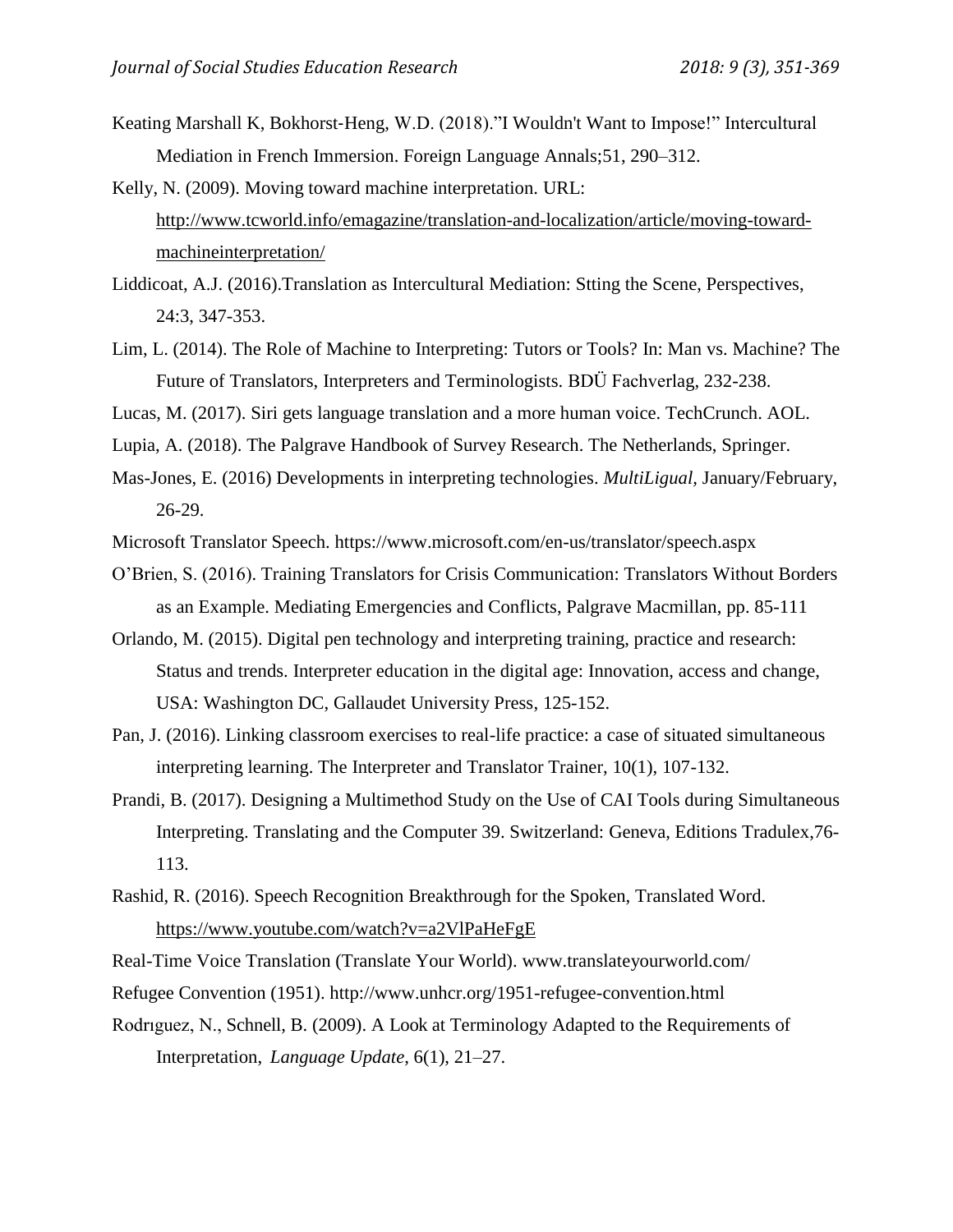Keating Marshall K, Bokhorst-Heng, W.D. (2018)."I Wouldn't Want to Impose!" Intercultural Mediation in French Immersion. Foreign Language Annals;51, 290–312.

Kelly, N. (2009). Moving toward machine interpretation. URL: http://www.tcworld.info/emagazine/translation-and-localization/article/moving-toward-machineinterpretation/

Liddicoat, A.J. (2016).Translation as Intercultural Mediation: Stting the Scene, Perspectives, 24:3, 347-353.

Lim, L. (2014). The Role of Machine to Interpreting: Tutors or Tools? In: Man vs. Machine? The Future of Translators, Interpreters and Terminologists. BDÜ Fachverlag, 232-238.

Lucas, M. (2017). Siri gets language translation and a more human voice. TechCrunch. AOL.

Lupia, A. (2018). The Palgrave Handbook of Survey Research. The Netherlands, Springer.

Mas-Jones, E. (2016) Developments in interpreting technologies. *MultiLigual*, January/February, 26-29.

Microsoft Translator Speech. https://www.microsoft.com/en-us/translator/speech.aspx

O'Brien, S. (2016). Training Translators for Crisis Communication: Translators Without Borders as an Example. Mediating Emergencies and Conflicts, Palgrave Macmillan, pp. 85-111

Orlando, M. (2015). Digital pen technology and interpreting training, practice and research: Status and trends. Interpreter education in the digital age: Innovation, access and change, USA: Washington DC, Gallaudet University Press, 125-152.

Pan, J. (2016). Linking classroom exercises to real-life practice: a case of situated simultaneous interpreting learning. The Interpreter and Translator Trainer, 10(1), 107-132.

Prandi, B. (2017). Designing a Multimethod Study on the Use of CAI Tools during Simultaneous Interpreting. Translating and the Computer 39. Switzerland: Geneva, Editions Tradulex,76-113.

Rashid, R. (2016). Speech Recognition Breakthrough for the Spoken, Translated Word. https://www.youtube.com/watch?v=a2VlPaHeFgE

Real-Time Voice Translation (Translate Your World). www.translateyourworld.com/

Refugee Convention (1951). http://www.unhcr.org/1951-refugee-convention.html

Rodrıguez, N., Schnell, B. (2009). A Look at Terminology Adapted to the Requirements of Interpretation, *Language Update*, 6(1), 21–27.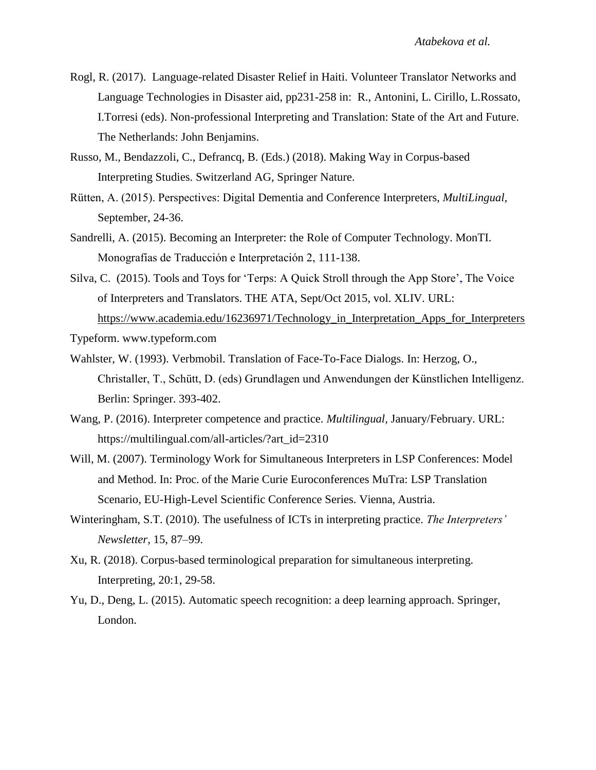Rogl, R. (2017). Language-related Disaster Relief in Haiti. Volunteer Translator Networks and Language Technologies in Disaster aid, pp231-258 in: R., Antonini, L. Cirillo, L.Rossato, I.Torresi (eds). Non-professional Interpreting and Translation: State of the Art and Future. The Netherlands: John Benjamins.

Russo, M., Bendazzoli, C., Defrancq, B. (Eds.) (2018). Making Way in Corpus-based Interpreting Studies. Switzerland AG, Springer Nature.

Rütten, A. (2015). Perspectives: Digital Dementia and Conference Interpreters, *MultiLingual,* September, 24-36.

Sandrelli, A. (2015). Becoming an Interpreter: the Role of Computer Technology. MonTI. Monografías de Traducción e Interpretación 2, 111-138.

Silva, C. (2015). Tools and Toys for 'Terps: A Quick Stroll through the App Store', The Voice of Interpreters and Translators. THE ATA, Sept/Oct 2015, vol. XLIV. URL: https://www.academia.edu/16236971/Technology_in_Interpretation_Apps_for_Interpreters

Typeform. www.typeform.com

Wahlster, W. (1993). Verbmobil. Translation of Face-To-Face Dialogs. In: Herzog, O., Christaller, T., Schütt, D. (eds) Grundlagen und Anwendungen der Künstlichen Intelligenz. Berlin: Springer. 393-402.

Wang, P. (2016). Interpreter competence and practice. *Multilingual,* January/February. URL: https://multilingual.com/all-articles/?art_id=2310

Will, M. (2007). Terminology Work for Simultaneous Interpreters in LSP Conferences: Model and Method. In: Proc. of the Marie Curie Euroconferences MuTra: LSP Translation Scenario, EU-High-Level Scientific Conference Series. Vienna, Austria.

Winteringham, S.T. (2010). The usefulness of ICTs in interpreting practice. *The Interpreters' Newsletter*, 15, 87–99.

Xu, R. (2018). Corpus-based terminological preparation for simultaneous interpreting. Interpreting, 20:1, 29-58.

Yu, D., Deng, L. (2015). Automatic speech recognition: a deep learning approach. Springer, London.